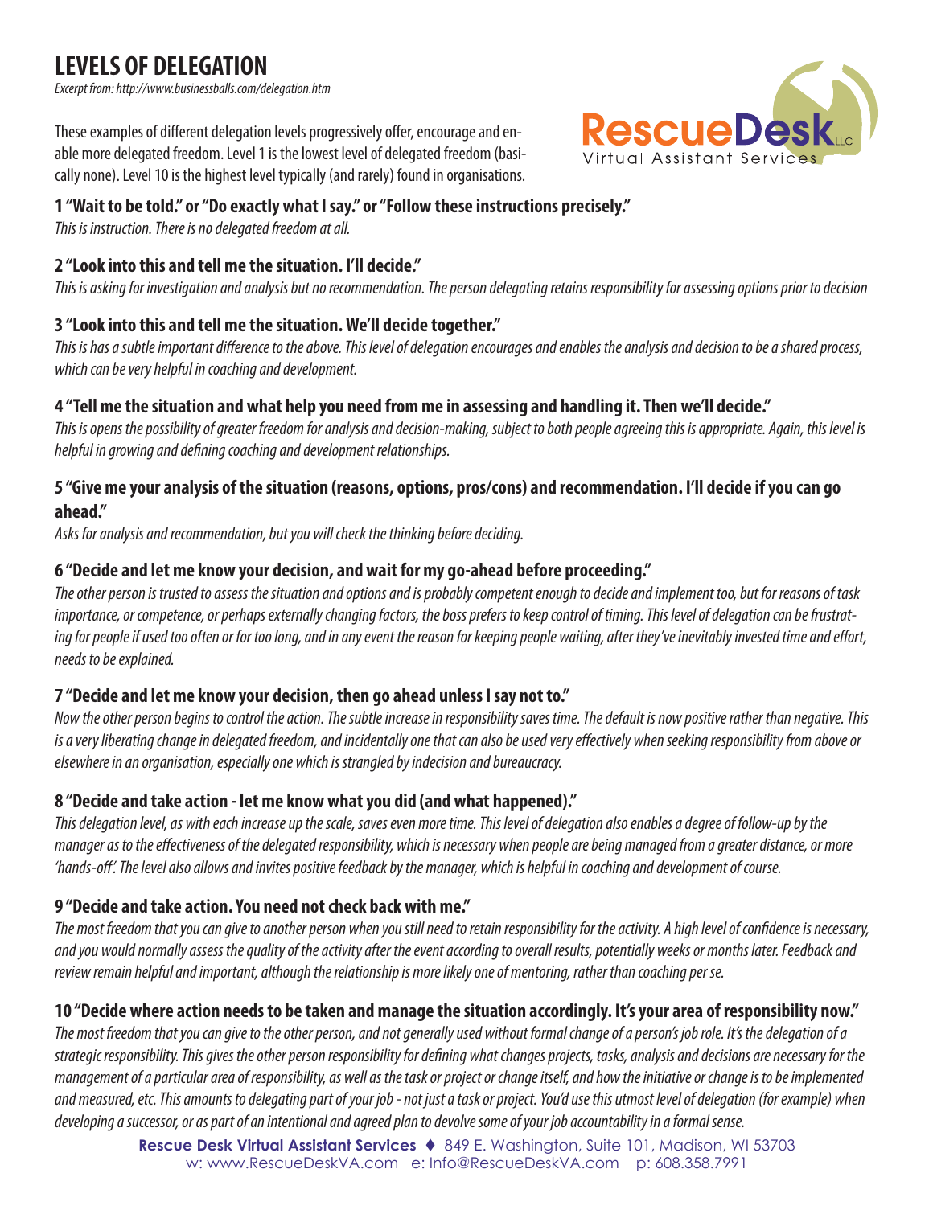# LEVELS OF DELEGATION

*Excerpt from: http://www.businessballs.com/delegation.htm*

These examples of different delegation levels progressively offer, encourage and enable more delegated freedom. Level 1 is the lowest level of delegated freedom (basically none). Level 10 is the highest level typically (and rarely) found in organisations.

### 1 "Wait to be told." or "Do exactly what I say." or "Follow these instructions precisely."

*This is instruction. There is no delegated freedom at all.*

### 2 "Look into this and tell me the situation. I'll decide."

*This is asking for investigation and analysis but no recommendation. The person delegating retains responsibility for assessing options prior to decision*

### 3 "Look into this and tell me the situation. We'll decide together."

*This is has a subtle important difference to the above. This level of delegation encourages and enables the analysis and decision to be a shared process, which can be very helpful in coaching and development.*

### 4 "Tell me the situation and what help you need from me in assessing and handling it. Then we'll decide."

*This is opens the possibility of greater freedom for analysis and decision-making, subject to both people agreeing this is appropriate. Again, this level is helpful in growing and defining coaching and development relationships.*

### 5 "Give me your analysis of the situation (reasons, options, pros/cons) and recommendation. I'll decide if you can go ahead."

*Asks for analysis and recommendation, but you will check the thinking before deciding.*

### 6 "Decide and let me know your decision, and wait for my go-ahead before proceeding."

*The other person is trusted to assess the situation and options and is probably competent enough to decide and implement too, but for reasons of task importance, or competence, or perhaps externally changing factors, the boss prefers to keep control of timing. This level of delegation can be frustrating for people if used too often or for too long, and in any event the reason for keeping people waiting, after they've inevitably invested time and effort, needs to be explained.*

### 7 "Decide and let me know your decision, then go ahead unless I say not to."

*Now the other person begins to control the action. The subtle increase in responsibility saves time. The default is now positive rather than negative. This is a very liberating change in delegated freedom, and incidentally one that can also be used very effectively when seeking responsibility from above or elsewhere in an organisation, especially one which is strangled by indecision and bureaucracy.*

### 8 "Decide and take action - let me know what you did (and what happened)."

*This delegation level, as with each increase up the scale, saves even more time. This level of delegation also enables a degree of follow-up by the manager as to the effectiveness of the delegated responsibility, which is necessary when people are being managed from a greater distance, or more 'hands-off'. The level also allows and invites positive feedback by the manager, which is helpful in coaching and development of course.*

### 9 "Decide and take action. You need not check back with me."

*The most freedom that you can give to another person when you still need to retain responsibility for the activity. A high level of confidence is necessary, and you would normally assess the quality of the activity after the event according to overall results, potentially weeks or months later. Feedback and review remain helpful and important, although the relationship is more likely one of mentoring, rather than coaching per se.*

### 10 "Decide where action needs to be taken and manage the situation accordingly. It's your area of responsibility now."

*The most freedom that you can give to the other person, and not generally used without formal change of a person's job role. It's the delegation of a strategic responsibility. This gives the other person responsibility for defining what changes projects, tasks, analysis and decisions are necessary for the management of a particular area of responsibility, as well as the task or project or change itself, and how the initiative or change is to be implemented and measured, etc. This amounts to delegating part of your job - not just a task or project. You'd use this utmost level of delegation (for example) when developing a successor, or as part of an intentional and agreed plan to devolve some of your job accountability in a formal sense.*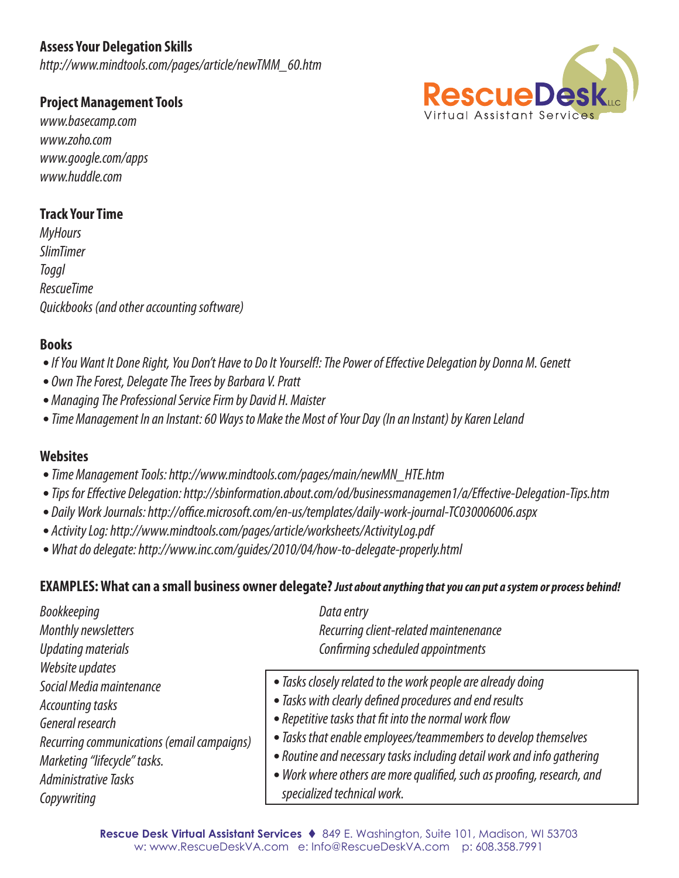RescueDesk LLC
Virtual Assistant Services

## Assess Your Delegation Skills

*http://www.mindtools.com/pages/article/newTMM_60.htm*

## Project Management Tools

*www.basecamp.com*
*www.zoho.com*
*www.google.com/apps*
*www.huddle.com*

## Track Your Time

*MyHours*
*SlimTimer*
*Toggl*
*RescueTime*
*Quickbooks (and other accounting software)*

## Books

- *If You Want It Done Right, You Don't Have to Do It Yourself!: The Power of Effective Delegation by Donna M. Genett*
- *Own The Forest, Delegate The Trees by Barbara V. Pratt*
- *Managing The Professional Service Firm by David H. Maister*
- *Time Management In an Instant: 60 Ways to Make the Most of Your Day (In an Instant) by Karen Leland*

## Websites

- *Time Management Tools: http://www.mindtools.com/pages/main/newMN_HTE.htm*
- *Tips for Effective Delegation: http://sbinformation.about.com/od/businessmanagemen1/a/Effective-Delegation-Tips.htm*
- *Daily Work Journals: http://office.microsoft.com/en-us/templates/daily-work-journal-TC030006006.aspx*
- *Activity Log: http://www.mindtools.com/pages/article/worksheets/ActivityLog.pdf*
- *What do delegate: http://www.inc.com/guides/2010/04/how-to-delegate-properly.html*

## EXAMPLES: What can a small business owner delegate? *Just about anything that you can put a system or process behind!*

*Bookkeeping*
*Monthly newsletters*
*Updating materials*
*Website updates*
*Social Media maintenance*
*Accounting tasks*
*General research*
*Recurring communications (email campaigns)*
*Marketing "lifecycle" tasks.*
*Administrative Tasks*
*Copywriting*
*Data entry*
*Recurring client-related maintenenance*
*Confirming scheduled appointments*

- *Tasks closely related to the work people are already doing*
- *Tasks with clearly defined procedures and end results*
- *Repetitive tasks that fit into the normal work flow*
- *Tasks that enable employees/teammembers to develop themselves*
- *Routine and necessary tasks including detail work and info gathering*
- *Work where others are more qualified, such as proofing, research, and specialized technical work.*

**Rescue Desk Virtual Assistant Services** ♦ 849 E. Washington, Suite 101, Madison, WI 53703
w: www.RescueDeskVA.com e: Info@RescueDeskVA.com p: 608.358.7991